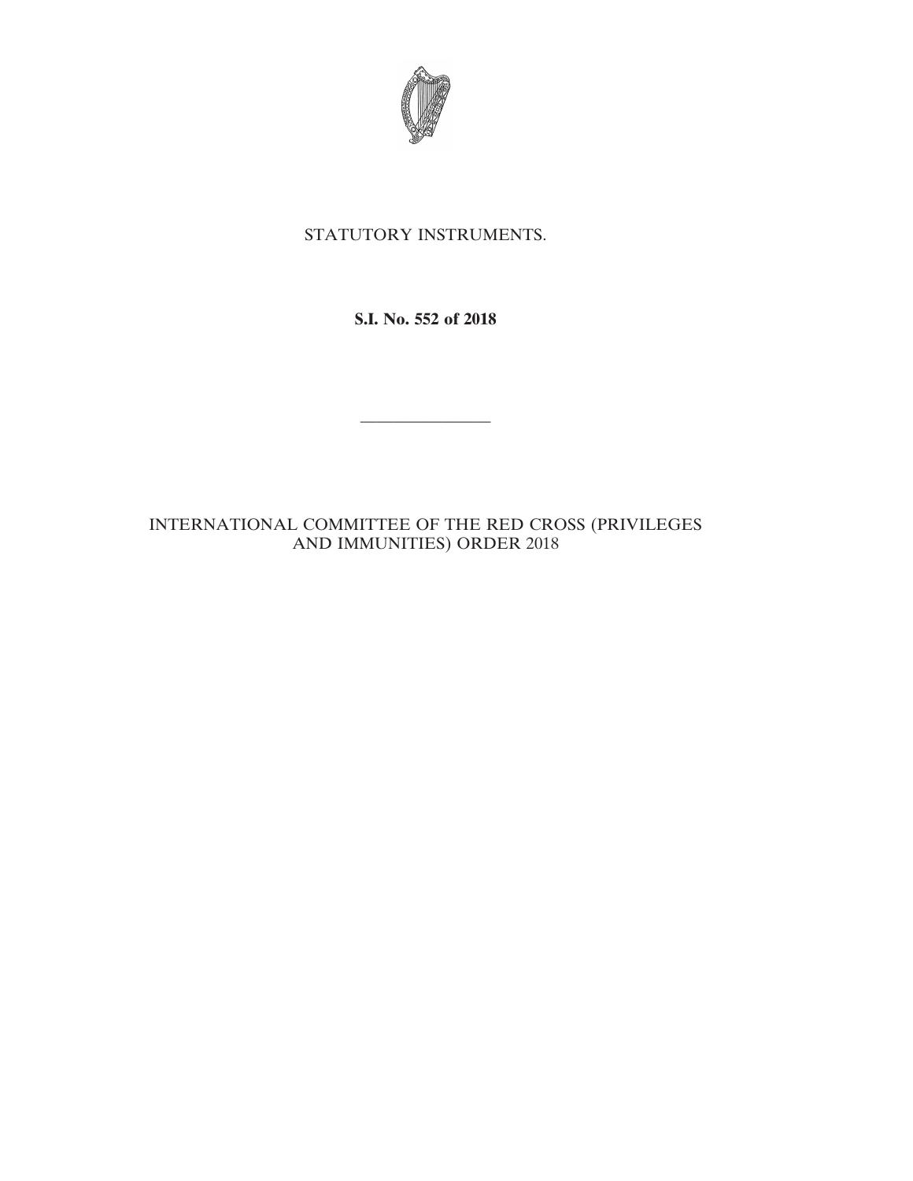STATUTORY INSTRUMENTS.

**S.I. No. 552 of 2018**

---

INTERNATIONAL COMMITTEE OF THE RED CROSS (PRIVILEGES AND IMMUNITIES) ORDER 2018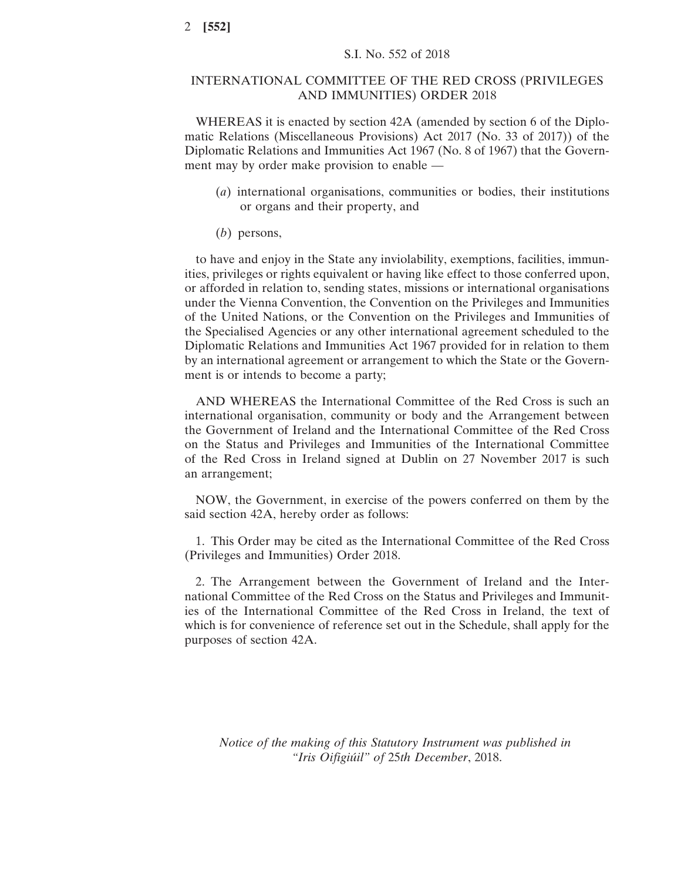S.I. No. 552 of 2018

# INTERNATIONAL COMMITTEE OF THE RED CROSS (PRIVILEGES AND IMMUNITIES) ORDER 2018

WHEREAS it is enacted by section 42A (amended by section 6 of the Diplomatic Relations (Miscellaneous Provisions) Act 2017 (No. 33 of 2017)) of the Diplomatic Relations and Immunities Act 1967 (No. 8 of 1967) that the Government may by order make provision to enable —

(*a*) international organisations, communities or bodies, their institutions or organs and their property, and

(*b*) persons,

to have and enjoy in the State any inviolability, exemptions, facilities, immunities, privileges or rights equivalent or having like effect to those conferred upon, or afforded in relation to, sending states, missions or international organisations under the Vienna Convention, the Convention on the Privileges and Immunities of the United Nations, or the Convention on the Privileges and Immunities of the Specialised Agencies or any other international agreement scheduled to the Diplomatic Relations and Immunities Act 1967 provided for in relation to them by an international agreement or arrangement to which the State or the Government is or intends to become a party;

AND WHEREAS the International Committee of the Red Cross is such an international organisation, community or body and the Arrangement between the Government of Ireland and the International Committee of the Red Cross on the Status and Privileges and Immunities of the International Committee of the Red Cross in Ireland signed at Dublin on 27 November 2017 is such an arrangement;

NOW, the Government, in exercise of the powers conferred on them by the said section 42A, hereby order as follows:

1. This Order may be cited as the International Committee of the Red Cross (Privileges and Immunities) Order 2018.

2. The Arrangement between the Government of Ireland and the International Committee of the Red Cross on the Status and Privileges and Immunities of the International Committee of the Red Cross in Ireland, the text of which is for convenience of reference set out in the Schedule, shall apply for the purposes of section 42A.

*Notice of the making of this Statutory Instrument was published in "Iris Oifigiúil" of 25th December*, 2018.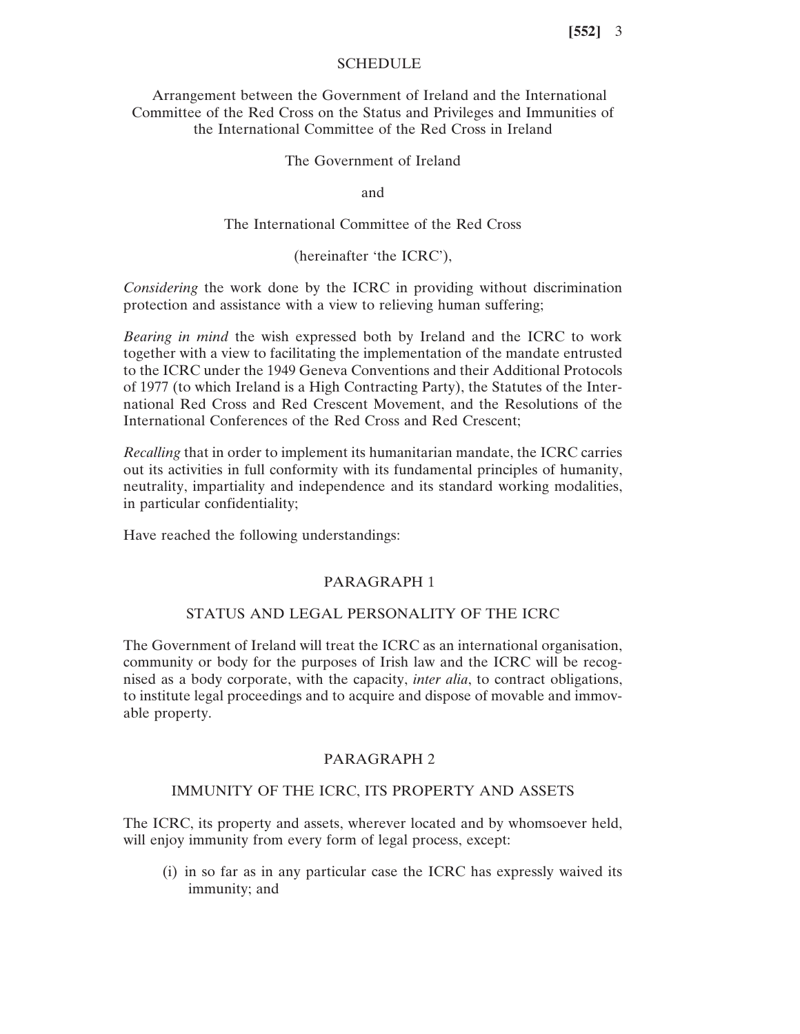## SCHEDULE

Arrangement between the Government of Ireland and the International Committee of the Red Cross on the Status and Privileges and Immunities of the International Committee of the Red Cross in Ireland

The Government of Ireland

and

The International Committee of the Red Cross

(hereinafter 'the ICRC'),

*Considering* the work done by the ICRC in providing without discrimination protection and assistance with a view to relieving human suffering;

*Bearing in mind* the wish expressed both by Ireland and the ICRC to work together with a view to facilitating the implementation of the mandate entrusted to the ICRC under the 1949 Geneva Conventions and their Additional Protocols of 1977 (to which Ireland is a High Contracting Party), the Statutes of the International Red Cross and Red Crescent Movement, and the Resolutions of the International Conferences of the Red Cross and Red Crescent;

*Recalling* that in order to implement its humanitarian mandate, the ICRC carries out its activities in full conformity with its fundamental principles of humanity, neutrality, impartiality and independence and its standard working modalities, in particular confidentiality;

Have reached the following understandings:

### PARAGRAPH 1

### STATUS AND LEGAL PERSONALITY OF THE ICRC

The Government of Ireland will treat the ICRC as an international organisation, community or body for the purposes of Irish law and the ICRC will be recognised as a body corporate, with the capacity, *inter alia*, to contract obligations, to institute legal proceedings and to acquire and dispose of movable and immovable property.

### PARAGRAPH 2

### IMMUNITY OF THE ICRC, ITS PROPERTY AND ASSETS

The ICRC, its property and assets, wherever located and by whomsoever held, will enjoy immunity from every form of legal process, except:

(i) in so far as in any particular case the ICRC has expressly waived its immunity; and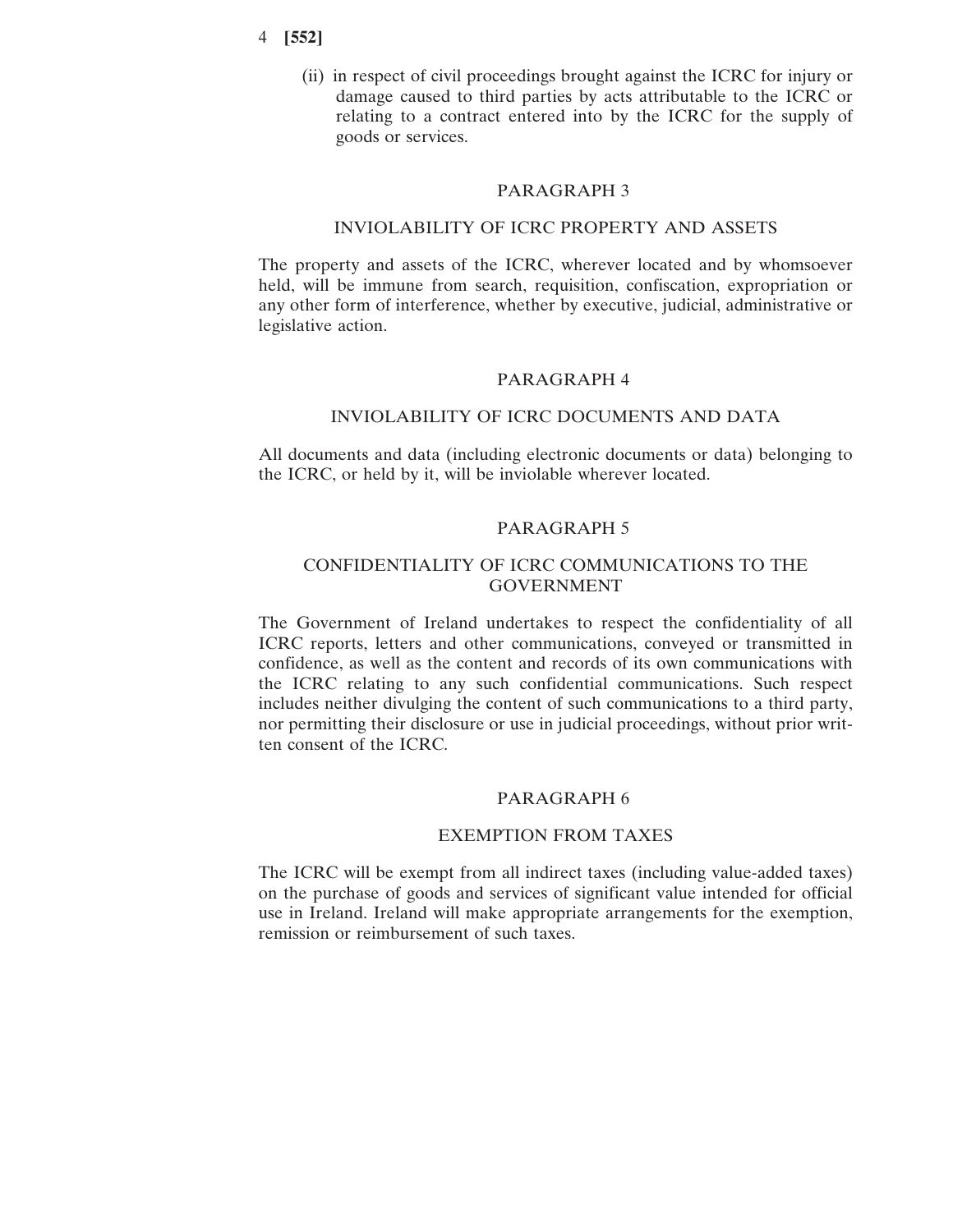(ii) in respect of civil proceedings brought against the ICRC for injury or damage caused to third parties by acts attributable to the ICRC or relating to a contract entered into by the ICRC for the supply of goods or services.

## PARAGRAPH 3

### INVIOLABILITY OF ICRC PROPERTY AND ASSETS

The property and assets of the ICRC, wherever located and by whomsoever held, will be immune from search, requisition, confiscation, expropriation or any other form of interference, whether by executive, judicial, administrative or legislative action.

## PARAGRAPH 4

### INVIOLABILITY OF ICRC DOCUMENTS AND DATA

All documents and data (including electronic documents or data) belonging to the ICRC, or held by it, will be inviolable wherever located.

## PARAGRAPH 5

### CONFIDENTIALITY OF ICRC COMMUNICATIONS TO THE GOVERNMENT

The Government of Ireland undertakes to respect the confidentiality of all ICRC reports, letters and other communications, conveyed or transmitted in confidence, as well as the content and records of its own communications with the ICRC relating to any such confidential communications. Such respect includes neither divulging the content of such communications to a third party, nor permitting their disclosure or use in judicial proceedings, without prior written consent of the ICRC.

## PARAGRAPH 6

### EXEMPTION FROM TAXES

The ICRC will be exempt from all indirect taxes (including value-added taxes) on the purchase of goods and services of significant value intended for official use in Ireland. Ireland will make appropriate arrangements for the exemption, remission or reimbursement of such taxes.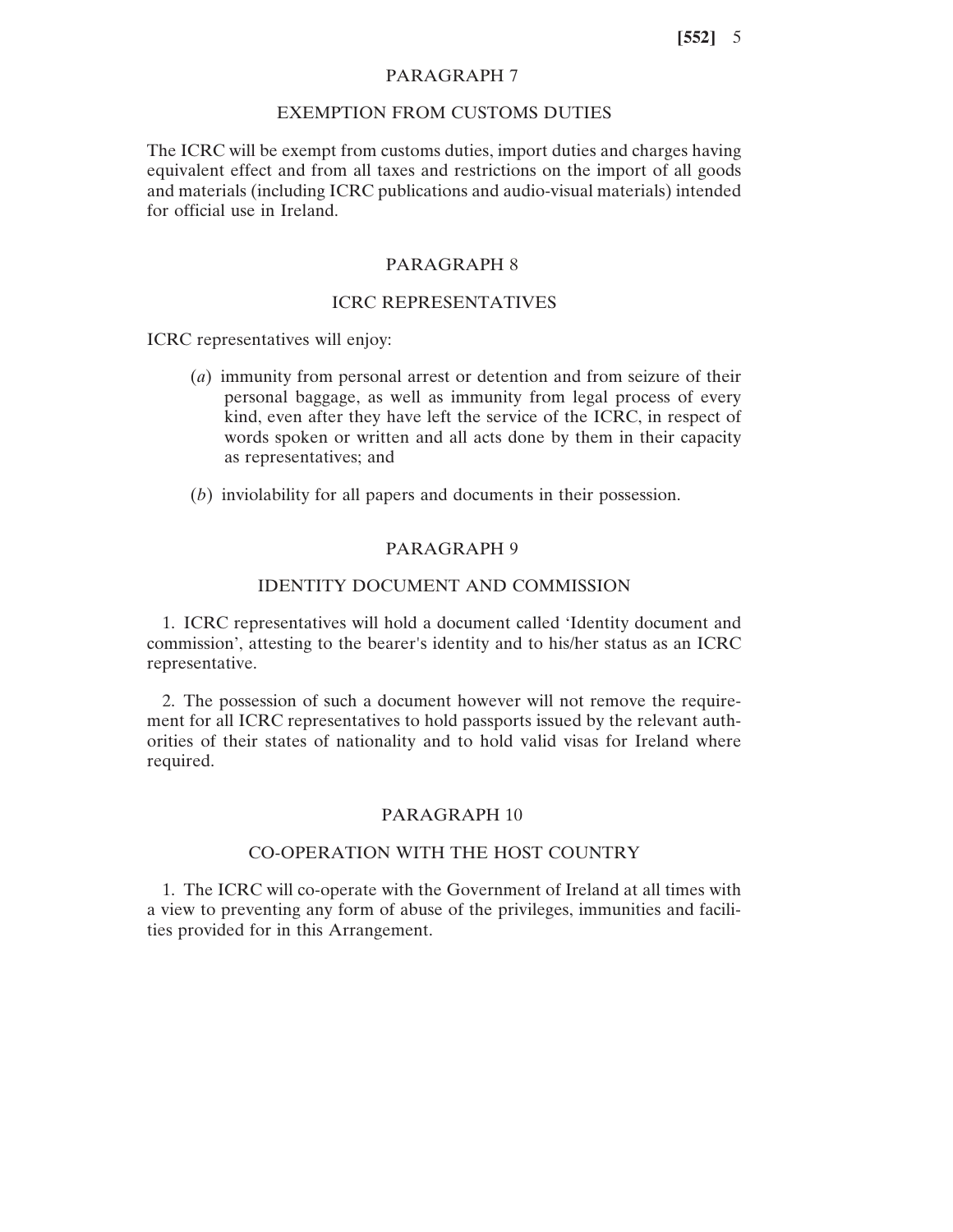## PARAGRAPH 7

### EXEMPTION FROM CUSTOMS DUTIES

The ICRC will be exempt from customs duties, import duties and charges having equivalent effect and from all taxes and restrictions on the import of all goods and materials (including ICRC publications and audio-visual materials) intended for official use in Ireland.

## PARAGRAPH 8

### ICRC REPRESENTATIVES

ICRC representatives will enjoy:

(*a*) immunity from personal arrest or detention and from seizure of their personal baggage, as well as immunity from legal process of every kind, even after they have left the service of the ICRC, in respect of words spoken or written and all acts done by them in their capacity as representatives; and

(*b*) inviolability for all papers and documents in their possession.

## PARAGRAPH 9

### IDENTITY DOCUMENT AND COMMISSION

1. ICRC representatives will hold a document called 'Identity document and commission', attesting to the bearer's identity and to his/her status as an ICRC representative.

2. The possession of such a document however will not remove the requirement for all ICRC representatives to hold passports issued by the relevant authorities of their states of nationality and to hold valid visas for Ireland where required.

## PARAGRAPH 10

### CO-OPERATION WITH THE HOST COUNTRY

1. The ICRC will co-operate with the Government of Ireland at all times with a view to preventing any form of abuse of the privileges, immunities and facilities provided for in this Arrangement.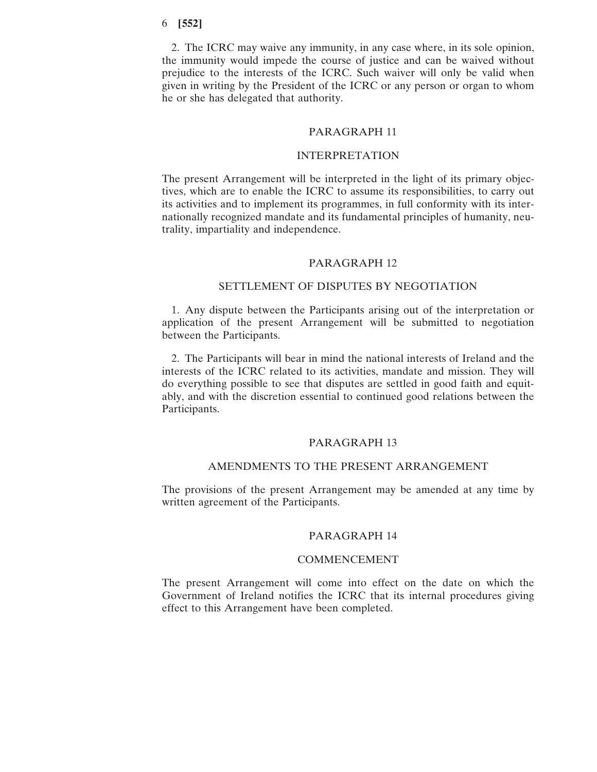2. The ICRC may waive any immunity, in any case where, in its sole opinion, the immunity would impede the course of justice and can be waived without prejudice to the interests of the ICRC. Such waiver will only be valid when given in writing by the President of the ICRC or any person or organ to whom he or she has delegated that authority.

## PARAGRAPH 11

### INTERPRETATION

The present Arrangement will be interpreted in the light of its primary objectives, which are to enable the ICRC to assume its responsibilities, to carry out its activities and to implement its programmes, in full conformity with its internationally recognized mandate and its fundamental principles of humanity, neutrality, impartiality and independence.

## PARAGRAPH 12

### SETTLEMENT OF DISPUTES BY NEGOTIATION

1. Any dispute between the Participants arising out of the interpretation or application of the present Arrangement will be submitted to negotiation between the Participants.

2. The Participants will bear in mind the national interests of Ireland and the interests of the ICRC related to its activities, mandate and mission. They will do everything possible to see that disputes are settled in good faith and equitably, and with the discretion essential to continued good relations between the Participants.

## PARAGRAPH 13

### AMENDMENTS TO THE PRESENT ARRANGEMENT

The provisions of the present Arrangement may be amended at any time by written agreement of the Participants.

## PARAGRAPH 14

### COMMENCEMENT

The present Arrangement will come into effect on the date on which the Government of Ireland notifies the ICRC that its internal procedures giving effect to this Arrangement have been completed.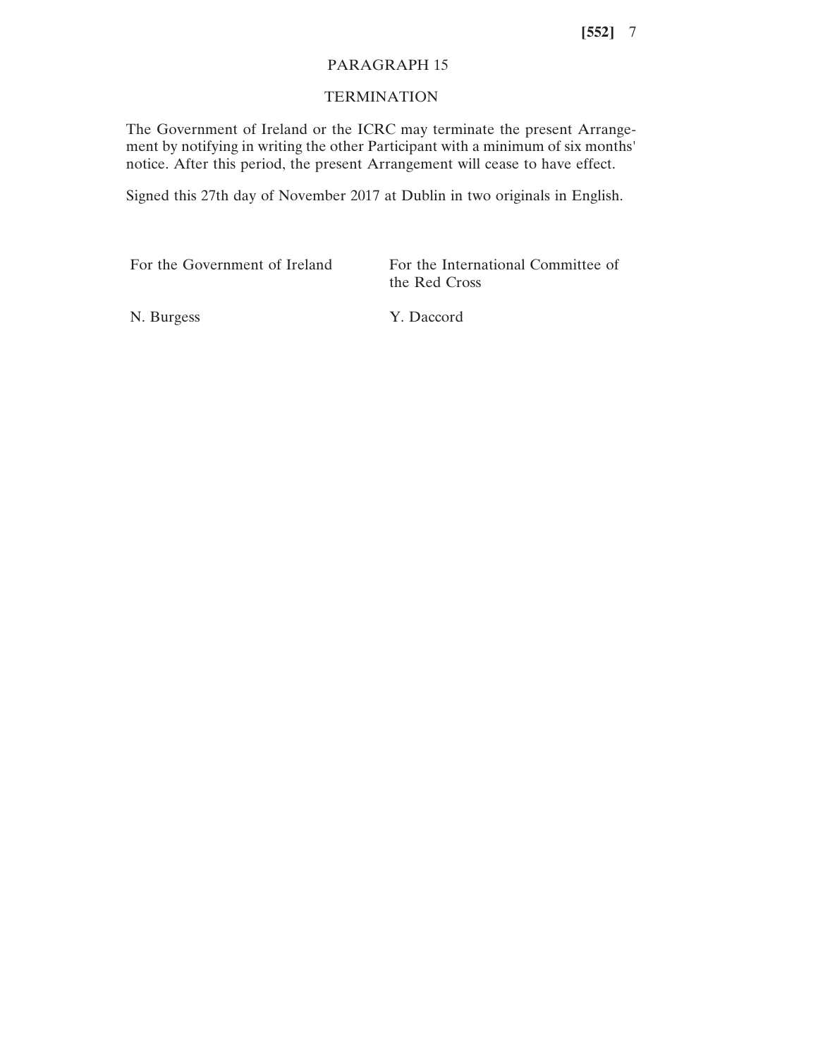## PARAGRAPH 15

## TERMINATION

The Government of Ireland or the ICRC may terminate the present Arrangement by notifying in writing the other Participant with a minimum of six months' notice. After this period, the present Arrangement will cease to have effect.

Signed this 27th day of November 2017 at Dublin in two originals in English.

| For the Government of Ireland | For the International Committee of the Red Cross |
|---|---|
| N. Burgess | Y. Daccord |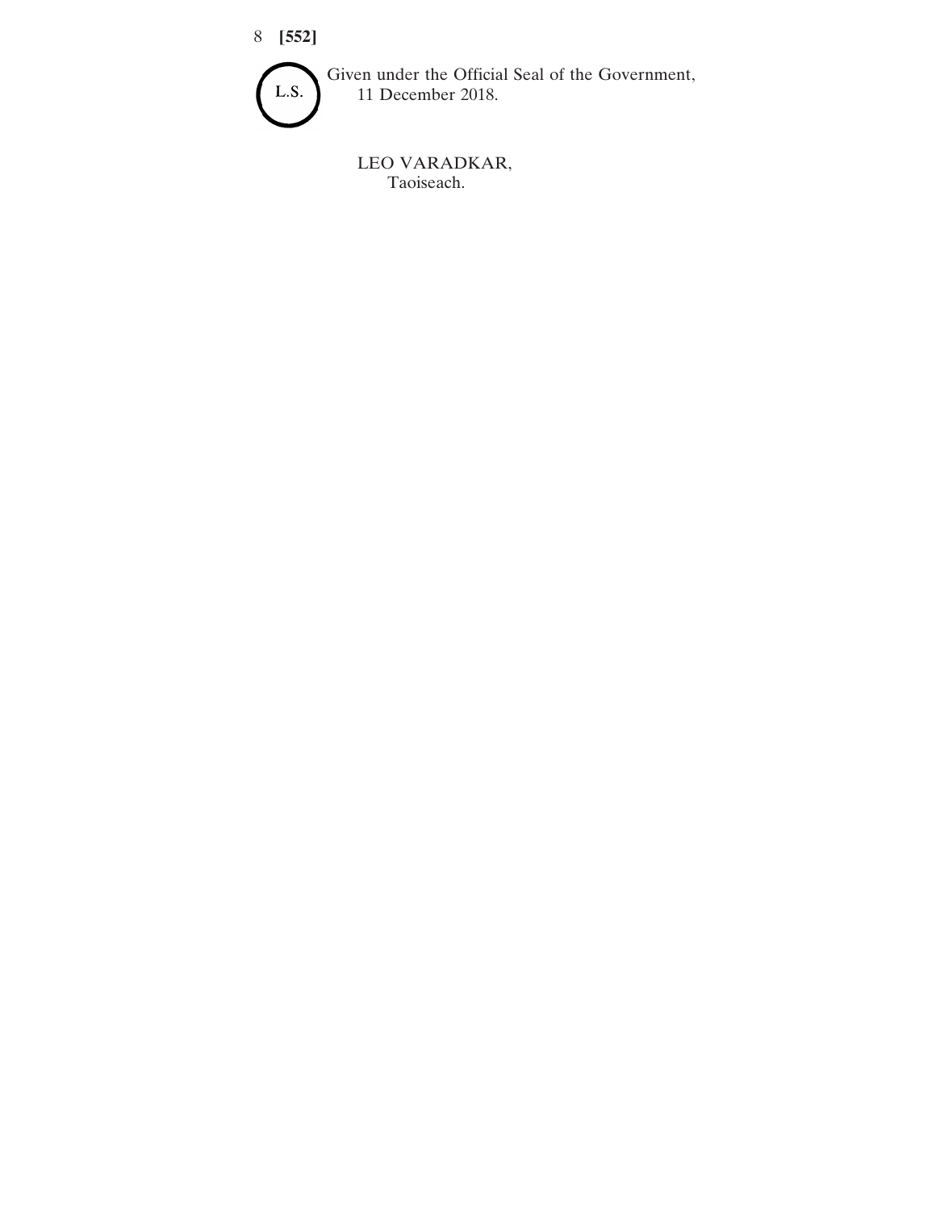L.S.

Given under the Official Seal of the Government,
11 December 2018.

LEO VARADKAR,
Taoiseach.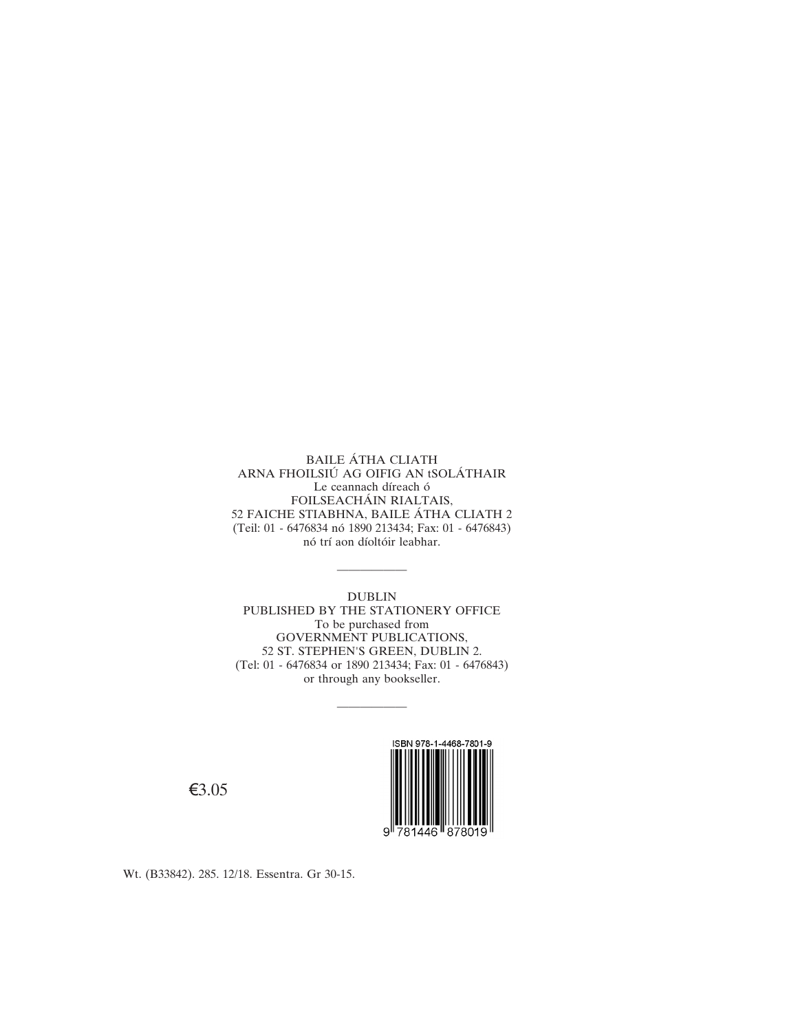BAILE ÁTHA CLIATH
ARNA FHOILSIÚ AG OIFIG AN tSOLÁTHAIR
Le ceannach díreach ó
FOILSEACHÁIN RIALTAIS,
52 FAICHE STIABHNA, BAILE ÁTHA CLIATH 2
(Teil: 01 - 6476834 nó 1890 213434; Fax: 01 - 6476843)
nó trí aon díoltóir leabhar.

---

DUBLIN
PUBLISHED BY THE STATIONERY OFFICE
To be purchased from
GOVERNMENT PUBLICATIONS,
52 ST. STEPHEN'S GREEN, DUBLIN 2.
(Tel: 01 - 6476834 or 1890 213434; Fax: 01 - 6476843)
or through any bookseller.

---

€3.05

ISBN 978-1-4468-7801-9

9 781446 878019

Wt. (B33842). 285. 12/18. Essentra. Gr 30-15.